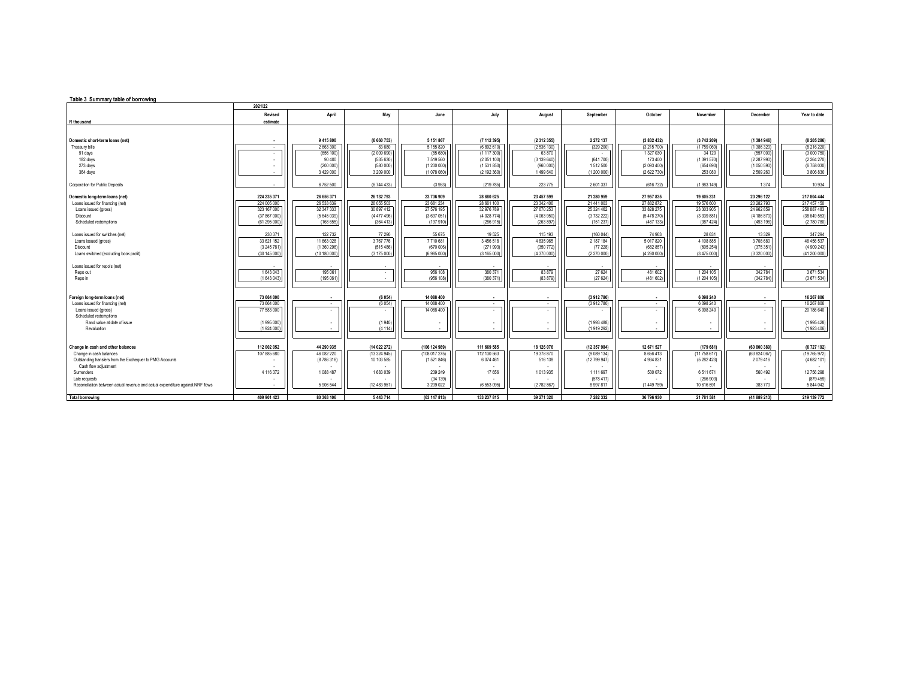**Table 3 Summary table of borrowing**

| R thousand | 2021/22 Revised estimate | April | May | June | July | August | September | October | November | December | Year to date |
|---|---|---|---|---|---|---|---|---|---|---|---|
| **Domestic short-term loans (net)** | **-** | **9 415 800** | **(6 660 753)** | **5 151 867** | **(7 112 395)** | **(2 312 355)** | **2 272 137** | **(3 832 432)** | **(3 742 209)** | **(1 384 946)** | **(8 205 286)** |
| Treasury bills | - | 2 663 300 | 83 680 | 5 155 820 | (6 892 610) | (2 536 130) | (329 200) | (3 215 700) | (1 759 060) | (1 386 320) | (8 216 220) |
| 91 days | - | (656 100) | (2 009 690) | (85 680) | (1 117 300) | 63 870 | - | 1 327 030 | 34 120 | (557 000) | (3 000 750) |
| 182 days | - | 90 400 | (535 630) | 7 519 560 | (2 051 100) | (3 139 640) | (641 700) | 173 400 | (1 391 570) | (2 287 990) | (2 264 270) |
| 273 days | - | (200 000) | (580 000) | (1 200 000) | (1 531 850) | (960 000) | 1 512 500 | (2 093 400) | (654 690) | (1 050 590) | (6 758 030) |
| 364 days | - | 3 429 000 | 3 209 000 | (1 078 060) | (2 192 360) | 1 499 640 | (1 200 000) | (2 622 730) | 253 080 | 2 509 260 | 3 806 830 |
| Corporation for Public Deposits | - | 6 752 500 | (6 744 433) | (3 953) | (219 785) | 223 775 | 2 601 337 | (616 732) | (1 983 149) | 1 374 | 10 934 |
| **Domestic long-term loans (net)** | **224 235 371** | **26 656 371** | **26 132 793** | **23 736 909** | **28 680 625** | **23 457 599** | **21 280 959** | **27 957 835** | **19 605 231** | **20 296 122** | **217 804 444** |
| Loans issued for financing (net) | 224 005 000 | 26 533 639 | 26 055 503 | 23 681 234 | 28 661 100 | 23 342 406 | 21 441 003 | 27 882 872 | 19 576 600 | 20 282 793 | 217 457 150 |
| Loans issued (gross) | 323 167 000 | 32 347 333 | 30 897 412 | 27 576 195 | 32 976 789 | 27 670 253 | 25 324 462 | 33 828 275 | 23 303 905 | 24 962 859 | 258 887 483 |
| Discount | (37 867 000) | (5 645 039) | (4 477 496) | (3 697 051) | (4 028 774) | (4 063 950) | (3 732 222) | (5 478 270) | (3 339 881) | (4 186 870) | (38 649 553) |
| Scheduled redemptions | (61 295 000) | (168 655) | (364 413) | (197 910) | (286 915) | (263 897) | (151 237) | (467 133) | (387 424) | (493 196) | (2 780 780) |
| Loans issued for switches (net) | 230 371 | 122 732 | 77 290 | 55 675 | 19 525 | 115 193 | (160 044) | 74 963 | 28 631 | 13 329 | 347 294 |
| Loans issued (gross) | 33 621 152 | 11 663 028 | 3 767 776 | 7 710 681 | 3 456 518 | 4 835 965 | 2 187 184 | 5 017 820 | 4 108 885 | 3 708 680 | 46 456 537 |
| Discount | (3 245 781) | (1 360 296) | (515 486) | (670 006) | (271 993) | (350 772) | (77 228) | (682 857) | (605 254) | (375 351) | (4 909 243) |
| Loans switched (excluding book profit) | (30 145 000) | (10 180 000) | (3 175 000) | (6 985 000) | (3 165 000) | (4 370 000) | (2 270 000) | (4 260 000) | (3 475 000) | (3 320 000) | (41 200 000) |
| Loans issued for repo's (net) | - | - | - | - | - | - | - | - | - | - | - |
| Repo out | 1 643 043 | 195 061 | - | 956 108 | 380 371 | 83 879 | 27 624 | 481 602 | 1 204 105 | 342 784 | 3 671 534 |
| Repo in | (1 643 043) | (195 061) | - | (956 108) | (380 371) | (83 879) | (27 624) | (481 602) | (1 204 105) | (342 784) | (3 671 534) |
| **Foreign long-term loans (net)** | **73 664 000** | **-** | **(6 054)** | **14 088 400** | **-** | **-** | **(3 912 780)** | **-** | **6 098 240** | **-** | **16 267 806** |
| Loans issued for financing (net) | 73 664 000 | - | (6 054) | 14 088 400 | - | - | (3 912 780) | - | 6 098 240 | - | 16 267 806 |
| Loans issued (gross) | 77 583 000 | - | - | 14 088 400 | - | - | - | - | 6 098 240 | - | 20 186 640 |
| Scheduled redemptions | | | | | | | | | | | |
| Rand value at date of issue | (1 995 000) | - | (1 940) | - | - | - | (1 993 488) | - | - | - | (1 995 428) |
| Revaluation | (1 924 000) | - | (4 114) | - | - | - | (1 919 292) | - | - | - | (1 923 406) |
| **Change in cash and other balances** | **112 002 052** | **44 290 935** | **(14 022 272)** | **(106 124 989)** | **111 669 585** | **18 126 076** | **(12 357 984)** | **12 671 527** | **(179 681)** | **(60 800 389)** | **(6 727 192)** |
| Change in cash balances | 107 885 680 | 46 082 220 | (13 324 945) | (108 017 275) | 112 130 563 | 19 378 870 | (9 089 134) | 8 656 413 | (11 758 617) | (63 824 067) | (19 765 972) |
| Outstanding transfers from the Exchequer to PMG Accounts | - | (8 786 316) | 10 103 585 | (1 521 846) | 6 074 461 | 516 138 | (12 799 947) | 4 934 831 | (5 282 423) | 2 079 416 | (4 682 101) |
| Cash flow adjustment | - | - | - | - | - | - | - | - | - | - | - |
| Surrenders | 4 116 372 | 1 088 487 | 1 683 039 | 239 249 | 17 656 | 1 013 935 | 1 111 697 | 530 072 | 6 511 671 | 560 492 | 12 756 298 |
| Late requests | - | - | - | (34 139) | - | - | (578 417) | - | (266 903) | - | (879 459) |
| Reconciliation between actual revenue and actual expenditure against NRF flows | - | 5 906 544 | (12 483 951) | 3 209 022 | (6 553 095) | (2 782 867) | 8 997 817 | (1 449 789) | 10 616 591 | 383 770 | 5 844 042 |
| **Total borrowing** | **409 901 423** | **80 363 106** | **5 443 714** | **(63 147 813)** | **133 237 815** | **39 271 320** | **7 282 332** | **36 796 930** | **21 781 581** | **(41 889 213)** | **219 139 772** |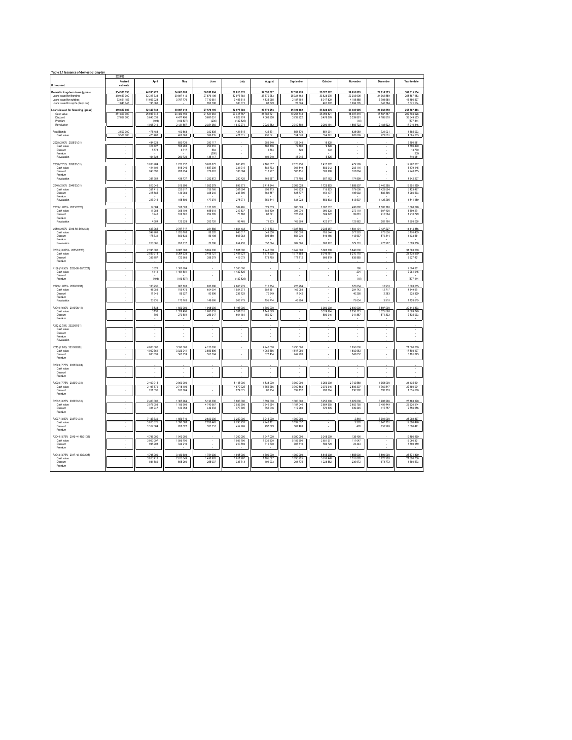**Table 3.1 Issuance of domestic long-term**

| R thousand | 2021/22 Revised estimate | April | May | June | July | August | September | October | November | December | Year to date |
|---|---|---|---|---|---|---|---|---|---|---|---|
| **Domestic long-term loans (gross)** | 354 031 195 | 44 205 422 | 34 665 188 | 36 242 984 | 36 813 678 | 32 596 097 | 27 539 279 | 39 327 697 | 28 616 895 | 29 014 323 | 309 015 554 |
| Loans issued for financing | 319 687 000 | 32 347 333 | 30 897 412 | 27 576 195 | 32 976 789 | 27 678 253 | 25 324 462 | 33 828 275 | 23 303 905 | 24 962 859 | 258 887 483 |
| Loans issued for switches | 33 621 152 | 11 663 028 | 3 767 776 | 7 710 681 | 3 456 518 | 4 835 965 | 2 187 184 | 5 017 820 | 4 108 885 | 3 708 680 | 46 456 537 |
| Loans issued for repo's (Repo out) | 1 643 043 | 195 061 | - | 956 108 | 380 371 | 83 879 | 27 624 | 481 602 | 1 204 105 | 342 784 | 3 671 534 |
| **Loans issued for financing (gross)** | 319 687 000 | 32 347 333 | 30 897 412 | 27 576 195 | 32 976 789 | 27 678 253 | 25 324 462 | 33 828 275 | 23 303 905 | 24 962 859 | 258 887 483 |
| Cash value | 281 800 000 | 25 897 745 | 24 482 156 | 21 524 984 | 27 318 567 | 21 365 621 | 19 251 348 | 26 059 821 | 18 397 319 | 18 587 367 | 202 704 528 |
| Discount | 37 887 000 | 5 645 039 | 4 417 486 | 3 687 051 | 4 028 774 | 4 063 950 | 3 732 222 | 5 478 270 | 3 339 881 | 4 186 870 | 38 649 553 |
| Premium | - | (493) | (150 807) | (200) | (182 826) | - | - | - | (18) | - | (377 344) |
| Revaluation | - | 1 005 042 | 2 131 567 | 2 354 360 | 1 812 274 | 2 220 682 | 2 340 892 | 2 290 184 | 1 566 723 | 2 188 622 | 17 910 346 |
| Retail Bonds | 3 500 000 | 475 483 | 408 888 | 392 835 | 421 515 | 438 571 | 554 570 | 564 091 | 628 069 | 721 031 | 4 585 033 |
| Cash value | 3 500 000 | 475 483 | 408 888 | 392 835 | 421 515 | 438 571 | 554 570 | 564 091 | 628 069 | 721 031 | 4 585 033 |
| I2025 (2.00% 2025/01/31) | - | 484 328 | 850 726 | 390 117 | - | 286 240 | 123 945 | 15 625 | - | - | 2 150 981 |
| Cash value | - | 314 427 | 556 283 | 254 616 | - | 182 136 | 79 180 | 9 828 | - | - | 1 396 470 |
| Discount | - | 5 573 | 3 717 | 584 | - | 2 864 | 820 | 172 | - | - | 13 730 |
| Premium | - | - | - | (200) | - | - | - | - | - | - | (200) |
| Revaluation | - | 164 328 | 290 726 | 135 117 | - | 101 240 | 43 945 | 5 625 | - | - | 740 981 |
| I2038 (2.25% 2038/01/31) | - | 1 036 984 | 1 271 737 | 3 612 872 | 800 426 | 2 166 657 | 2 176 750 | 1 417 182 | 479 599 | - | 12 962 207 |
| Cash value | - | 444 104 | 546 046 | 1 587 309 | 331 918 | 881 783 | 901 849 | 583 012 | 203 118 | - | 5 479 145 |
| Discount | - | 240 896 | 286 954 | 772 691 | 188 084 | 518 207 | 503 151 | 326 988 | 101 884 | - | 2 940 855 |
| Premium | - | - | - | - | - | - | - | - | - | - | - |
| Revaluation | - | 351 984 | 438 737 | 1 252 872 | 280 426 | 766 667 | 771 750 | 507 182 | 174 599 | - | 4 542 207 |
| I2046 (2.50% 2046/03/31) | - | 813 046 | 515 696 | 1 552 379 | 893 971 | 2 414 344 | 2 009 028 | 1 723 893 | 1 888 507 | 3 440 295 | 15 251 159 |
| Cash value | - | 351 415 | 226 917 | 706 760 | 381 604 | 993 113 | 846 223 | 715 823 | 779 008 | 1 428 604 | 6 423 467 |
| Discount | - | 218 585 | 138 083 | 368 240 | 233 396 | 661 887 | 528 777 | 454 177 | 495 992 | 886 396 | 3 986 533 |
| Premium | - | - | - | - | - | - | - | - | - | - | - |
| Revaluation | - | 243 046 | 150 696 | 477 379 | 278 971 | 759 344 | 634 028 | 553 893 | 613 507 | 1 125 295 | 4 841 159 |
| I2033 (1.875% 2033/02/28) | - | 19 384 | 538 528 | 1 123 720 | 387 465 | 329 833 | 680 509 | 1 697 517 | 488 862 | 1 102 190 | 6 368 028 |
| Cash value | - | 11 258 | 305 199 | 655 615 | 219 837 | 186 409 | 391 070 | 950 328 | 272 119 | 607 436 | 3 599 271 |
| Discount | - | 3 742 | 109 801 | 204 385 | 75 163 | 63 591 | 123 930 | 324 672 | 92 881 | 212 564 | 1 210 729 |
| Premium | - | - | - | - | - | - | - | - | - | - | - |
| Revaluation | - | 4 384 | 123 528 | 263 720 | 92 465 | 79 833 | 165 509 | 422 517 | 123 862 | 282 190 | 1 558 028 |
| I2050 (2.50% 2049-50-51/12/31) | - | 643 065 | 2 787 717 | 221 586 | 1 864 433 | 1 012 894 | 1 927 366 | 2 235 967 | 1 594 101 | 2 127 227 | 14 414 356 |
| Cash value | - | 249 269 | 1 325 168 | 88 502 | 643 017 | 349 650 | 693 070 | 785 544 | 571 363 | 770 656 | 5 176 439 |
| Discount | - | 175 731 | 809 832 | 56 498 | 566 983 | 305 150 | 551 930 | 649 456 | 443 637 | 579 344 | 4 138 561 |
| Premium | - | - | - | - | - | - | - | - | - | - | - |
| Revaluation | - | 218 065 | 652 717 | 76 586 | 654 433 | 357 894 | 682 366 | 800 967 | 579 101 | 777 227 | 5 099 356 |
| R2035 (8.875% 2035/02/28) | - | 2 395 000 | 6 087 000 | 3 854 000 | 3 901 000 | 1 948 000 | 1 949 000 | 5 683 000 | 5 846 000 | - | 31 663 000 |
| Cash value | - | 2 039 213 | 5 364 335 | 3 465 721 | 3 487 921 | 1 774 205 | 1 777 888 | 5 016 181 | 5 210 115 | - | 28 135 579 |
| Discount | - | 355 787 | 722 665 | 388 279 | 413 079 | 173 795 | 171 112 | 666 819 | 635 885 | - | 3 527 421 |
| R186 (10.50% 2025-26-27/12/21) | - | 3 621 | 1 300 994 | - | 1 300 000 | - | - | - | 186 | - | 2 604 801 |
| Cash value | - | 4 114 | 1 454 801 | - | 1 482 826 | - | - | - | 204 | - | 2 981 945 |
| Discount | - | - | - | - | - | - | - | - | - | - | - |
| Premium | - | (493) | (150 807) | - | (182 826) | - | - | - | (18) | - | (377 144) |
| I2029 (1.875% 2029/03/31) | - | 133 235 | 967 163 | 813 686 | 2 665 979 | 810 714 | 223 294 | - | 370 634 | 18 910 | 6 003 615 |
| Cash value | - | 98 055 | 709 473 | 604 904 | 1 924 271 | 584 391 | 162 058 | - | 254 742 | 12 717 | 4 349 671 |
| Discount | - | 11 945 | 85 527 | 60 096 | 235 729 | 70 649 | 17 942 | - | 40 258 | 2 283 | 525 329 |
| Premium | - | - | - | - | - | - | - | - | - | - | - |
| Revaluation | - | 23 235 | 172 163 | 148 686 | 505 979 | 155 714 | 43 294 | - | 75 634 | 3 910 | 1 128 615 |
| R2040 (9.00% 2040/08/11) | - | 3 833 | 1 600 000 | 1 948 000 | 5 196 000 | 1 300 000 | - | 3 900 000 | 2 600 000 | 3 897 000 | 20 444 833 |
| Cash value | - | 3 131 | 1 329 496 | 1 691 653 | 4 531 816 | 1 149 879 | - | 3 319 984 | 2 258 113 | 3 325 668 | 17 609 740 |
| Discount | - | 702 | 270 504 | 256 347 | 664 184 | 150 121 | - | 580 016 | 341 887 | 571 332 | 2 835 093 |
| Premium | - | - | - | - | - | - | - | - | - | - | - |
| R212 (2.75% 2022/01/31) | - | - | - | - | - | - | - | - | - | - | - |
| Cash value | - | - | - | - | - | - | - | - | - | - | - |
| Discount | - | - | - | - | - | - | - | - | - | - | - |
| Premium | - | - | - | - | - | - | - | - | - | - | - |
| Revaluation | - | - | - | - | - | - | - | - | - | - | - |
| R213 (7.00% 2031/02/28) | - | 4 806 000 | 3 591 000 | 4 123 000 | - | 4 740 000 | 1 790 000 | - | 1 950 000 | - | 21 000 000 |
| Cash value | - | 4 002 361 | 3 023 241 | 3 569 896 | - | 4 062 566 | 1 547 080 | - | 1 602 963 | - | 17 808 107 |
| Discount | - | 803 639 | 567 759 | 553 104 | - | 677 434 | 242 920 | - | 347 037 | - | 3 191 893 |
| Premium | - | - | - | - | - | - | - | - | - | - | - |
| R2023 (7.75% 2023/02/28) | - | - | - | - | - | - | - | - | - | - | - |
| Cash value | - | - | - | - | - | - | - | - | - | - | - |
| Discount | - | - | - | - | - | - | - | - | - | - | - |
| Premium | - | - | - | - | - | - | - | - | - | - | - |
| R2030 (7.75% 2030/01/31) | - | 2 409 015 | 2 900 000 | - | 5 145 000 | 1 833 000 | 3 900 000 | 3 253 000 | 2 742 589 | 1 953 000 | 24 135 604 |
| Cash value | - | 2 197 678 | 2 718 196 | - | 4 870 925 | 1 752 266 | 3 700 868 | 2 972 916 | 2 506 307 | 1 760 847 | 22 480 004 |
| Discount | - | 211 338 | 181 804 | - | 274 075 | 80 734 | 199 132 | 280 084 | 236 282 | 192 153 | 1 655 600 |
| Premium | - | - | - | - | - | - | - | - | - | - | - |
| R2032 (8.25% 2032/03/31) | - | 2 400 000 | 1 305 964 | 5 190 000 | 3 903 000 | 3 899 000 | 1 300 000 | 3 255 000 | 3 022 000 | 3 908 206 | 28 183 170 |
| Cash value | - | 2 078 053 | 1 185 906 | 4 740 667 | 3 532 295 | 3 542 954 | 1 187 040 | 2 884 395 | 2 682 755 | 3 492 449 | 25 326 514 |
| Discount | - | 321 947 | 120 058 | 449 333 | 370 705 | 356 046 | 112 960 | 370 605 | 339 245 | 415 757 | 2 856 656 |
| Premium | - | - | - | - | - | - | - | - | - | - | - |
| R2037 (8.50% 2037/01/31) | - | 7 133 339 | 1 659 710 | 2 600 000 | 3 250 000 | 3 246 000 | 1 300 000 | - | 2 848 | 3 901 000 | 23 092 897 |
| Cash value | - | 5 815 675 | 1 391 388 | 2 268 443 | 2 790 231 | 2 748 101 | 1 132 537 | - | 2 370 | 3 247 731 | 19 396 476 |
| Discount | - | 1 317 664 | 268 322 | 331 557 | 459 769 | 497 899 | 167 463 | - | 478 | 653 269 | 3 696 421 |
| Premium | - | - | - | - | - | - | - | - | - | - | - |
| R2044 (8.75% 2043-44-45/01/31) | - | 4 796 000 | 1 940 000 | - | 1 300 000 | 1 947 000 | 6 090 000 | 3 248 000 | 135 490 | - | 19 456 490 |
| Cash value | - | 3 830 097 | 1 595 790 | - | 1 089 106 | 1 636 330 | 5 182 690 | 2 651 271 | 111 047 | - | 16 096 331 |
| Discount | - | 965 903 | 344 210 | - | 210 894 | 310 670 | 907 310 | 596 729 | 24 443 | - | 3 360 159 |
| Premium | - | - | - | - | - | - | - | - | - | - | - |
| R2048 (8.75% 2047-48-49/02/28) | - | 4 795 000 | 3 180 309 | 1 754 000 | 1 948 000 | 1 300 000 | 1 300 000 | 6 845 000 | 1 555 000 | 3 894 000 | 26 571 309 |
| Cash value | - | 3 813 411 | 2 615 049 | 1 498 963 | 1 611 287 | 1 105 097 | 1 095 225 | 5 616 448 | 1 315 028 | 3 220 228 | 21 890 736 |
| Discount | - | 981 589 | 565 260 | 255 037 | 336 713 | 194 903 | 204 775 | 1 228 552 | 239 972 | 673 772 | 4 680 573 |
| Premium | - | - | - | - | - | - | - | - | - | - | - |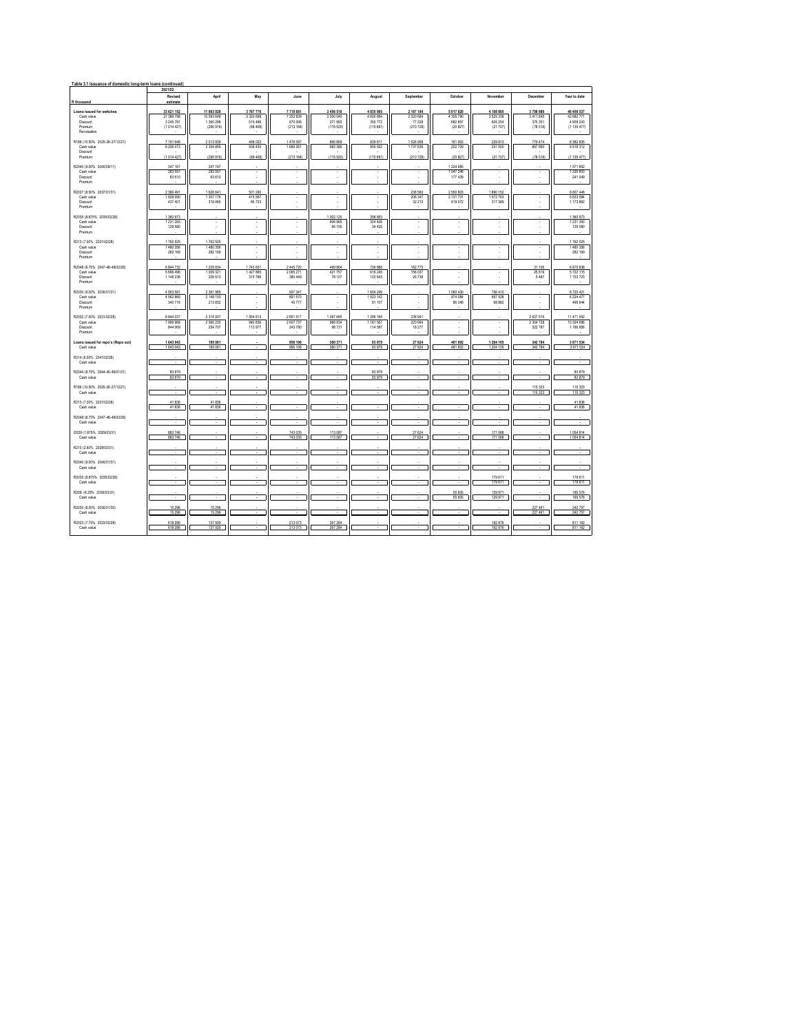**Table 3.1 Issuance of domestic long-term loans (continued)**

| R thousand | 2021/22 Revised estimate | April | May | June | July | August | September | October | November | December | Year to date |
|---|---|---|---|---|---|---|---|---|---|---|---|
| **Loans issued for switches** | **33 621 152** | **11 663 028** | **3 767 776** | **7 710 681** | **3 456 516** | **4 835 965** | **2 187 184** | **5 017 820** | **4 108 865** | **3 708 680** | **46 456 537** |
| Cash value | 31 389 798 | 10 593 648 | 3 320 688 | 7 253 839 | 3 300 045 | 4 600 884 | 2 320 684 | 4 355 790 | 3 525 338 | 3 411 845 | 42 682 771 |
| Discount | 3 245 781 | 1 360 296 | 515 486 | 670 006 | 271 993 | 350 772 | 77 228 | 682 857 | 605 254 | 375 351 | 4 909 243 |
| Premium | (1 014 427) | (290 916) | (68 408) | (213 164) | (115 520) | (115 691) | (210 728) | (20 827) | (21 707) | (78 516) | (1 135 477) |
| Revaluation | - | - | - | - | - | - | - | - | - | - | - |
| R186 (10.50% 2025-26-27/12/21) | 7 191 646 | 2 013 939 | 468 022 | 1 476 097 | 866 869 | 839 811 | 1 526 908 | 181 902 | 229 813 | 779 474 | 8 382 835 |
| Cash value | 8 206 073 | 2 304 855 | 536 430 | 1 689 261 | 982 389 | 955 502 | 1 737 636 | 202 729 | 251 520 | 857 990 | 9 518 312 |
| Discount | - | - | - | - | - | - | - | - | - | - | - |
| Premium | (1 014 427) | (290 916) | (68 408) | (213 164) | (115 520) | (115 691) | (210 728) | (20 827) | (21 707) | (78 516) | (1 135 477) |
| R2040 (9.00% 2040/01/31) | 347 167 | 347 167 | - | - | - | - | - | 1 224 685 | - | - | 1 571 852 |
| Cash value | 283 557 | 283 557 | - | - | - | - | - | 1 047 246 | - | - | 1 330 803 |
| Discount | 63 610 | 63 610 | - | - | - | - | - | 177 439 | - | - | 241 049 |
| Premium | - | - | - | - | - | - | - | - | - | - | - |
| R2037 (8.50% 2037/01/31) | 2 366 491 | 1 626 641 | 501 290 | - | - | - | 238 560 | 2 550 803 | 1 890 152 | - | 6 807 446 |
| Cash value | 1 929 090 | 1 307 176 | 415 567 | - | - | - | 206 347 | 2 131 731 | 1 572 763 | - | 5 633 584 |
| Discount | 437 401 | 319 465 | 85 723 | - | - | - | 32 213 | 419 072 | 317 389 | - | 1 173 862 |
| Premium | - | - | - | - | - | - | - | - | - | - | - |
| R2035 (8.875% 2035/02/28) | 1 360 973 | - | - | - | 1 002 120 | 358 853 | - | - | - | - | 1 360 973 |
| Cash value | 1 231 393 | - | - | - | 906 965 | 324 428 | - | - | - | - | 1 231 393 |
| Discount | 129 580 | - | - | - | 95 155 | 34 425 | - | - | - | - | 129 580 |
| Premium | - | - | - | - | - | - | - | - | - | - | - |
| R213 (7.00% 2031/02/28) | 1 762 525 | 1 762 525 | - | - | - | - | - | - | - | - | 1 762 525 |
| Cash value | 1 480 356 | 1 480 356 | - | - | - | - | - | - | - | - | 1 480 356 |
| Discount | 282 169 | 282 169 | - | - | - | - | - | - | - | - | 282 169 |
| Premium | - | - | - | - | - | - | - | - | - | - | - |
| R2048 (8.75% 2047-48-49/02/28) | 6 844 732 | 1 235 834 | 1 743 651 | 2 445 720 | 489 864 | 736 888 | 182 775 | - | - | 31 106 | 6 875 838 |
| Cash value | 5 696 496 | 1 009 321 | 1 427 865 | 2 065 271 | 421 757 | 616 245 | 156 037 | - | - | 25 619 | 5 722 115 |
| Discount | 1 148 236 | 226 513 | 315 786 | 380 449 | 78 107 | 120 643 | 26 738 | - | - | 5 487 | 1 153 723 |
| Premium | - | - | - | - | - | - | - | - | - | - | - |
| R2030 (8.00% 2030/01/31) | 4 903 581 | 2 361 985 | - | 937 347 | - | 1 604 249 | - | 1 060 430 | 756 410 | - | 6 720 421 |
| Cash value | 4 562 865 | 2 148 153 | - | 891 570 | - | 1 523 142 | - | 974 084 | 687 528 | - | 6 224 477 |
| Discount | 340 716 | 213 832 | - | 45 777 | - | 81 107 | - | 86 346 | 68 882 | - | 495 944 |
| Premium | - | - | - | - | - | - | - | - | - | - | - |
| R2032 (7.00% 2031/02/28) | 8 844 037 | 2 314 937 | 1 054 813 | 2 851 517 | 1 087 665 | 1 296 164 | 238 941 | - | - | 2 627 515 | 11 471 552 |
| Cash value | 7 999 968 | 2 060 230 | 940 836 | 2 607 737 | 988 934 | 1 181 567 | 220 664 | - | - | 2 304 728 | 10 304 696 |
| Discount | 844 069 | 254 707 | 113 977 | 243 780 | 98 731 | 114 597 | 18 277 | - | - | 322 787 | 1 166 856 |
| Premium | - | - | - | - | - | - | - | - | - | - | - |
| **Loans issued for repo's (Repo out)** | **1 643 043** | **195 061** | **-** | **956 108** | **380 371** | **83 879** | **27 624** | **481 602** | **1 204 105** | **342 784** | **3 671 534** |
| Cash value | 1 643 043 | 195 061 | - | 956 108 | 380 371 | 83 879 | 27 624 | 481 602 | 1 204 105 | 342 784 | 3 671 534 |
| R214 (6.50% 2041/02/28) | - | - | - | - | - | - | - | - | - | - | - |
| Cash value | - | - | - | - | - | - | - | - | - | - | - |
| R2044 (8.75% 2044-45-46/01/31) | 83 879 | - | - | - | - | 83 879 | - | - | - | - | 83 879 |
| Cash value | 83 879 | - | - | - | - | 83 879 | - | - | - | - | 83 879 |
| R186 (10.50% 2025-26-27/12/21) | - | - | - | - | - | - | - | - | - | 115 323 | 115 323 |
| Cash value | - | - | - | - | - | - | - | - | - | 115 323 | 115 323 |
| R213 (7.00% 2031/02/28) | 41 836 | 41 836 | - | - | - | - | - | - | - | - | 41 836 |
| Cash value | 41 836 | 41 836 | - | - | - | - | - | - | - | - | 41 836 |
| R2048 (8.75% 2047-48-49/02/28) | - | - | - | - | - | - | - | - | - | - | - |
| Cash value | - | - | - | - | - | - | - | - | - | - | - |
| I2029 (1.875% 2029/03/31) | 883 746 | - | - | 743 035 | 113 087 | - | 27 624 | - | 171 068 | - | 1 054 814 |
| Cash value | 883 746 | - | - | 743 035 | 113 087 | - | 27 624 | - | 171 068 | - | 1 054 814 |
| R210 (2.60% 2028/03/31) | - | - | - | - | - | - | - | - | - | - | - |
| Cash value | - | - | - | - | - | - | - | - | - | - | - |
| R2040 (9.00% 2040/01/31) | - | - | - | - | - | - | - | - | - | - | - |
| Cash value | - | - | - | - | - | - | - | - | - | - | - |
| R2035 (8.875% 2035/02/28) | - | - | - | - | - | - | - | - | 179 611 | - | 179 611 |
| Cash value | - | - | - | - | - | - | - | - | 179 611 | - | 179 611 |
| R209 (6.25% 2036/03/31) | - | - | - | - | - | - | - | 55 605 | 129 971 | - | 185 576 |
| Cash value | - | - | - | - | - | - | - | 55 605 | 129 971 | - | 185 576 |
| R2030 (8.00% 2030/01/30) | 15 296 | 15 296 | - | - | - | - | - | - | - | 227 461 | 242 757 |
| Cash value | 15 296 | 15 296 | - | - | - | - | - | - | - | 227 461 | 242 757 |
| R2023 (7.75% 2023/02/28) | 618 286 | 137 929 | - | 213 073 | 267 284 | - | - | - | 192 876 | - | 811 162 |
| Cash value | 618 286 | 137 929 | - | 213 073 | 267 284 | - | - | - | 192 876 | - | 811 162 |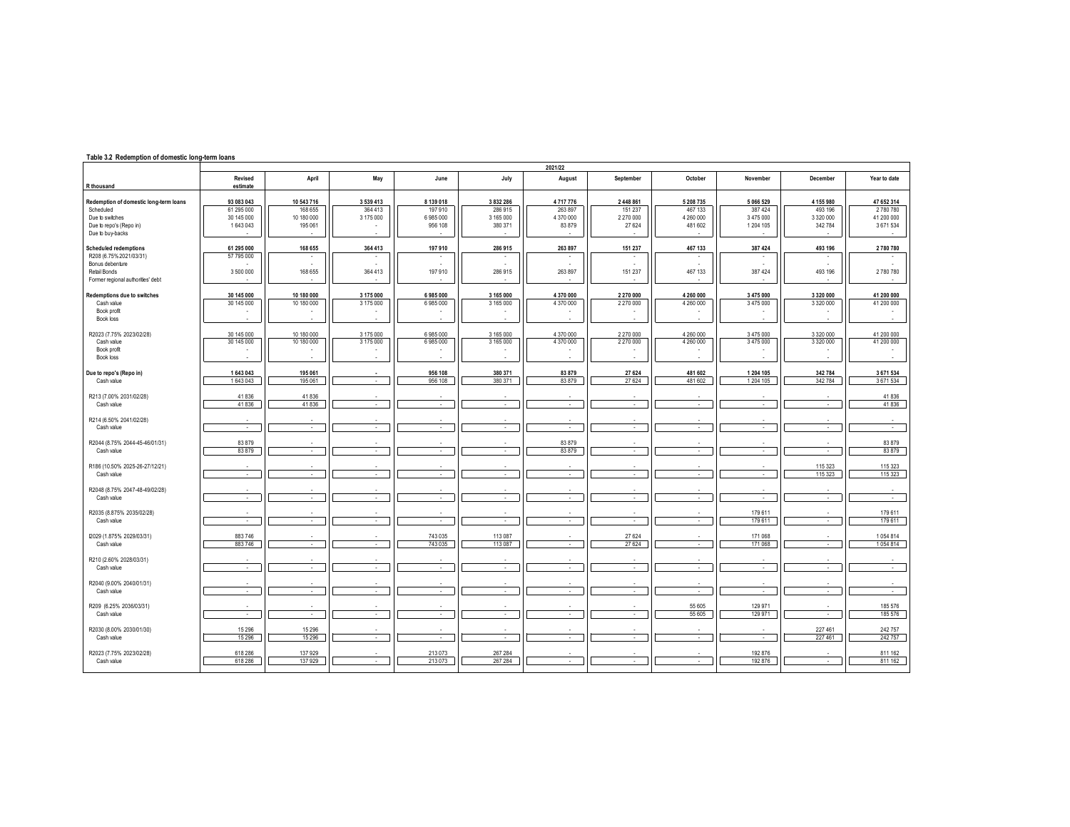**Table 3.2 Redemption of domestic long-term loans**

| R thousand | 2021/22 | | | | | | | | | | |
|---|---|---|---|---|---|---|---|---|---|---|---|
| | Revised estimate | April | May | June | July | August | September | October | November | December | Year to date |
| **Redemption of domestic long-term loans** | **93 083 043** | **10 543 716** | **3 539 413** | **8 139 018** | **3 832 286** | **4 717 776** | **2 448 861** | **5 208 735** | **5 066 529** | **4 155 980** | **47 652 314** |
| Scheduled | 61 295 000 | 168 655 | 364 413 | 197 910 | 286 915 | 263 897 | 151 237 | 467 133 | 387 424 | 493 196 | 2 780 780 |
| Due to switches | 30 145 000 | 10 180 000 | 3 175 000 | 6 985 000 | 3 165 000 | 4 370 000 | 2 270 000 | 4 260 000 | 3 475 000 | 3 320 000 | 41 200 000 |
| Due to repo's (Repo in) | 1 643 043 | 195 061 | - | 956 108 | 380 371 | 83 879 | 27 624 | 481 602 | 1 204 105 | 342 784 | 3 671 534 |
| Due to buy-backs | - | - | - | - | - | - | - | - | - | - | - |
| **Scheduled redemptions** | **61 295 000** | **168 655** | **364 413** | **197 910** | **286 915** | **263 897** | **151 237** | **467 133** | **387 424** | **493 196** | **2 780 780** |
| R208 (6.75% 2021/03/31) | 57 795 000 | - | - | - | - | - | - | - | - | - | - |
| Bonus debenture | - | - | - | - | - | - | - | - | - | - | - |
| Retail Bonds | 3 500 000 | 168 655 | 364 413 | 197 910 | 286 915 | 263 897 | 151 237 | 467 133 | 387 424 | 493 196 | 2 780 780 |
| Former regional authorities' debt | - | - | - | - | - | - | - | - | - | - | - |
| **Redemptions due to switches** | **30 145 000** | **10 180 000** | **3 175 000** | **6 985 000** | **3 165 000** | **4 370 000** | **2 270 000** | **4 260 000** | **3 475 000** | **3 320 000** | **41 200 000** |
| Cash value | 30 145 000 | 10 180 000 | 3 175 000 | 6 985 000 | 3 165 000 | 4 370 000 | 2 270 000 | 4 260 000 | 3 475 000 | 3 320 000 | 41 200 000 |
| Book profit | - | - | - | - | - | - | - | - | - | - | - |
| Book loss | - | - | - | - | - | - | - | - | - | - | - |
| R2023 (7.75% 2023/02/28) | 30 145 000 | 10 180 000 | 3 175 000 | 6 985 000 | 3 165 000 | 4 370 000 | 2 270 000 | 4 260 000 | 3 475 000 | 3 320 000 | 41 200 000 |
| Cash value | 30 145 000 | 10 180 000 | 3 175 000 | 6 985 000 | 3 165 000 | 4 370 000 | 2 270 000 | 4 260 000 | 3 475 000 | 3 320 000 | 41 200 000 |
| Book profit | - | - | - | - | - | - | - | - | - | - | - |
| Book loss | - | - | - | - | - | - | - | - | - | - | - |
| **Due to repo's (Repo in)** | **1 643 043** | **195 061** | **-** | **956 108** | **380 371** | **83 879** | **27 624** | **481 602** | **1 204 105** | **342 784** | **3 671 534** |
| Cash value | 1 643 043 | 195 061 | - | 956 108 | 380 371 | 83 879 | 27 624 | 481 602 | 1 204 105 | 342 784 | 3 671 534 |
| R213 (7.00% 2031/02/28) | 41 836 | 41 836 | - | - | - | - | - | - | - | - | 41 836 |
| Cash value | 41 836 | 41 836 | - | - | - | - | - | - | - | - | 41 836 |
| R214 (6.50% 2041/02/28) | - | - | - | - | - | - | - | - | - | - | - |
| Cash value | - | - | - | - | - | - | - | - | - | - | - |
| R2044 (8.75% 2044-45-46/01/31) | 83 879 | - | - | - | - | 83 879 | - | - | - | - | 83 879 |
| Cash value | 83 879 | - | - | - | - | 83 879 | - | - | - | - | 83 879 |
| R186 (10.50% 2025-26-27/12/21) | - | - | - | - | - | - | - | - | - | 115 323 | 115 323 |
| Cash value | - | - | - | - | - | - | - | - | - | 115 323 | 115 323 |
| R2048 (8.75% 2047-48-49/02/28) | - | - | - | - | - | - | - | - | - | - | - |
| Cash value | - | - | - | - | - | - | - | - | - | - | - |
| R2035 (8.875% 2035/02/28) | - | - | - | - | - | - | - | - | 179 611 | - | 179 611 |
| Cash value | - | - | - | - | - | - | - | - | 179 611 | - | 179 611 |
| I2029 (1.875% 2029/03/31) | 883 746 | - | - | 743 035 | 113 087 | - | 27 624 | - | 171 068 | - | 1 054 814 |
| Cash value | 883 746 | - | - | 743 035 | 113 087 | - | 27 624 | - | 171 068 | - | 1 054 814 |
| R210 (2.60% 2028/03/31) | - | - | - | - | - | - | - | - | - | - | - |
| Cash value | - | - | - | - | - | - | - | - | - | - | - |
| R2040 (9.00% 2040/01/31) | - | - | - | - | - | - | - | - | - | - | - |
| Cash value | - | - | - | - | - | - | - | - | - | - | - |
| R209 (6.25% 2036/03/31) | - | - | - | - | - | - | - | 55 605 | 129 971 | - | 185 576 |
| Cash value | - | - | - | - | - | - | - | 55 605 | 129 971 | - | 185 576 |
| R2030 (8.00% 2030/01/30) | 15 296 | 15 296 | - | - | - | - | - | - | - | 227 461 | 242 757 |
| Cash value | 15 296 | 15 296 | - | - | - | - | - | - | - | 227 461 | 242 757 |
| R2023 (7.75% 2023/02/28) | 618 286 | 137 929 | - | 213 073 | 267 284 | - | - | - | 192 876 | - | 811 162 |
| Cash value | 618 286 | 137 929 | - | 213 073 | 267 284 | - | - | - | 192 876 | - | 811 162 |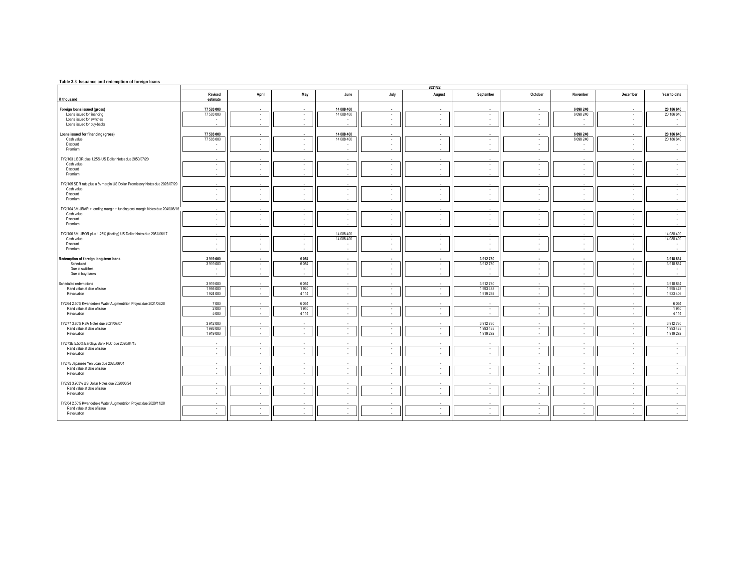**Table 3.3 Issuance and redemption of foreign loans**

| R thousand | Revised estimate | April | May | June | July | August | September | October | November | December | Year to date |
|---|---|---|---|---|---|---|---|---|---|---|---|
| | 2021/22 | | | | | | | | | | |
| **Foreign loans issued (gross)** | **77 583 000** | **-** | **-** | **14 088 400** | **-** | **-** | **-** | **-** | **6 098 240** | **-** | **20 186 640** |
| Loans issued for financing | 77 583 000 | - | - | 14 088 400 | - | - | - | - | 6 098 240 | - | 20 186 640 |
| Loans issued for switches | - | - | - | - | - | - | - | - | - | - | - |
| Loans issued for buy-backs | - | - | - | - | - | - | - | - | - | - | - |
| **Loans issued for financing (gross)** | **77 583 000** | **-** | **-** | **14 088 400** | **-** | **-** | **-** | **-** | **6 098 240** | **-** | **20 186 640** |
| Cash value | 77 583 000 | - | - | 14 088 400 | - | - | - | - | 6 098 240 | - | 20 186 640 |
| Discount | - | - | - | - | - | - | - | - | - | - | - |
| Premium | - | - | - | - | - | - | - | - | - | - | - |
| TY2/103 LIBOR plus 1.25% US Dollar Notes due 2050/07/20 | - | - | - | - | - | - | - | - | - | - | - |
| Cash value | - | - | - | - | - | - | - | - | - | - | - |
| Discount | - | - | - | - | - | - | - | - | - | - | - |
| Premium | - | - | - | - | - | - | - | - | - | - | - |
| TY2/105 SDR rate plus a % margin US Dollar Promissory Notes due 2025/07/29 | - | - | - | - | - | - | - | - | - | - | - |
| Cash value | - | - | - | - | - | - | - | - | - | - | - |
| Discount | - | - | - | - | - | - | - | - | - | - | - |
| Premium | - | - | - | - | - | - | - | - | - | - | - |
| TY2/104 3M JIBAR + lending margin + funding cost margin Notes due 2040/06/16 | - | - | - | - | - | - | - | - | - | - | - |
| Cash value | - | - | - | - | - | - | - | - | - | - | - |
| Discount | - | - | - | - | - | - | - | - | - | - | - |
| Premium | - | - | - | - | - | - | - | - | - | - | - |
| TY2/106 6M LIBOR plus 1.25% (floating) US Dollar Notes due 2051/06/17 | - | - | - | 14 088 400 | - | - | - | - | - | - | 14 088 400 |
| Cash value | - | - | - | 14 088 400 | - | - | - | - | - | - | 14 088 400 |
| Discount | - | - | - | - | - | - | - | - | - | - | - |
| Premium | - | - | - | - | - | - | - | - | - | - | - |
| **Redemption of foreign long-term loans** | **3 919 000** | **-** | **6 054** | **-** | **-** | **-** | **3 912 780** | **-** | **-** | **-** | **3 918 834** |
| Scheduled | 3 919 000 | - | 6 054 | - | - | - | 3 912 780 | - | - | - | 3 918 834 |
| Due to switches | - | - | - | - | - | - | - | - | - | - | - |
| Due to buy-backs | - | - | - | - | - | - | - | - | - | - | - |
| Scheduled redemptions | 3 919 000 | - | 6 054 | - | - | - | 3 912 780 | - | - | - | 3 918 834 |
| Rand value at date of issue | 1 995 000 | - | 1 940 | - | - | - | 1 993 488 | - | - | - | 1 995 428 |
| Revaluation | 1 924 000 | - | 4 114 | - | - | - | 1 919 292 | - | - | - | 1 923 406 |
| TY2/64 2.50% Kwandebele Water Augmentation Project due 2021/05/20 | 7 000 | - | 6 054 | - | - | - | - | - | - | - | 6 054 |
| Rand value at date of issue | 2 000 | - | 1 940 | - | - | - | - | - | - | - | 1 940 |
| Revaluation | 5 000 | - | 4 114 | - | - | - | - | - | - | - | 4 114 |
| TY2/77 3.80% RSA Notes due 2021/09/07 | 3 912 000 | - | - | - | - | - | 3 912 780 | - | - | - | 3 912 780 |
| Rand value at date of issue | 1 993 000 | - | - | - | - | - | 1 993 488 | - | - | - | 1 993 488 |
| Revaluation | 1 919 000 | - | - | - | - | - | 1 919 292 | - | - | - | 1 919 292 |
| TY2/73E 5.50% Barclays Bank PLC due 2020/04/15 | - | - | - | - | - | - | - | - | - | - | - |
| Rand value at date of issue | - | - | - | - | - | - | - | - | - | - | - |
| Revaluation | - | - | - | - | - | - | - | - | - | - | - |
| TY2/75 Japanese Yen Loan due 2020/06/01 | - | - | - | - | - | - | - | - | - | - | - |
| Rand value at date of issue | - | - | - | - | - | - | - | - | - | - | - |
| Revaluation | - | - | - | - | - | - | - | - | - | - | - |
| TY2/93 3.903% US Dollar Notes due 2020/06/24 | - | - | - | - | - | - | - | - | - | - | - |
| Rand value at date of issue | - | - | - | - | - | - | - | - | - | - | - |
| Revaluation | - | - | - | - | - | - | - | - | - | - | - |
| TY2/64 2.50% Kwandebele Water Augmentation Project due 2020/11/20 | - | - | - | - | - | - | - | - | - | - | - |
| Rand value at date of issue | - | - | - | - | - | - | - | - | - | - | - |
| Revaluation | - | - | - | - | - | - | - | - | - | - | - |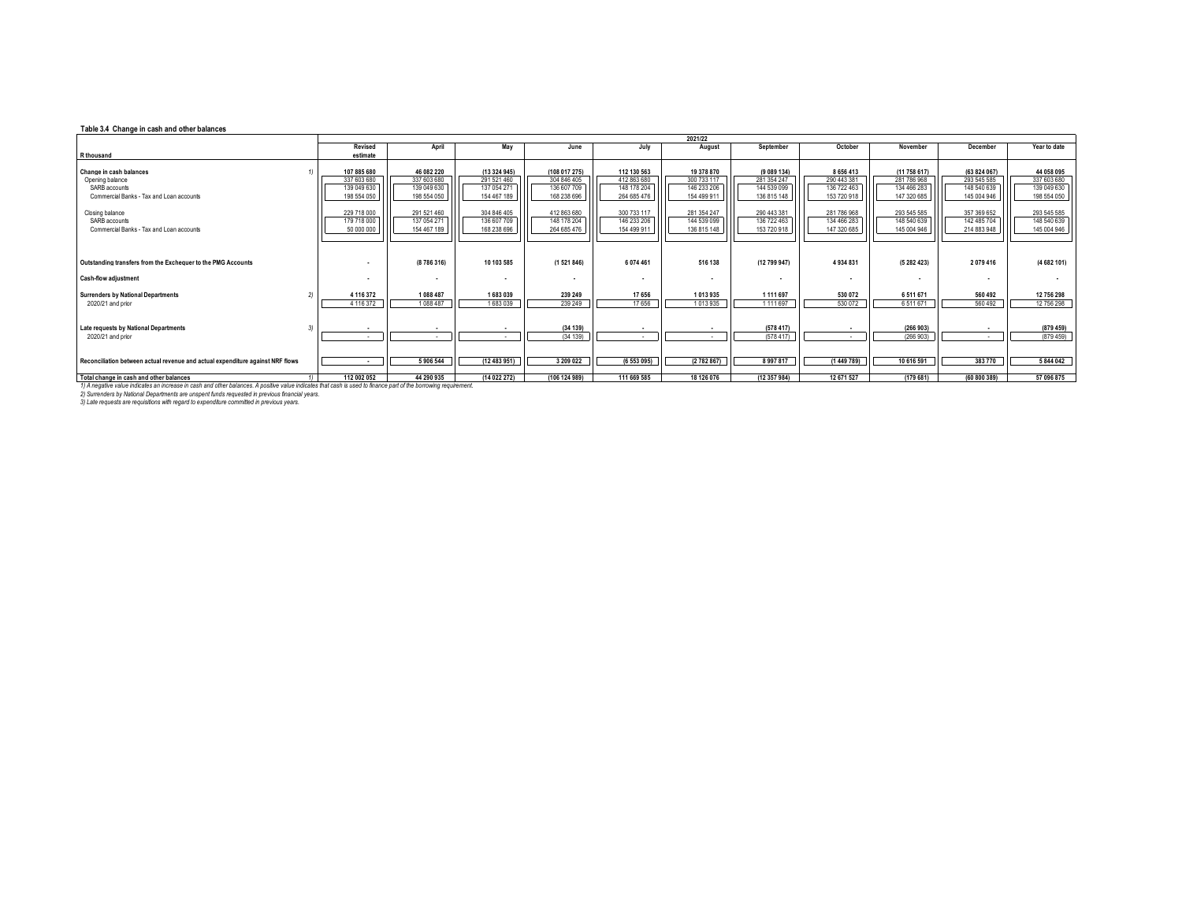**Table 3.4 Change in cash and other balances**

| R thousand | | 2021/22 | | | | | | | | | | |
|---|---|---|---|---|---|---|---|---|---|---|---|---|
| | | Revised estimate | April | May | June | July | August | September | October | November | December | Year to date |
| **Change in cash balances** | 1) | **107 885 680** | **46 082 220** | **(13 324 945)** | **(108 017 275)** | **112 130 563** | **19 378 870** | **(9 089 134)** | **8 656 413** | **(11 758 617)** | **(63 824 067)** | **44 058 095** |
| Opening balance | | 337 603 680 | 337 603 680 | 291 521 460 | 304 846 405 | 412 863 680 | 300 733 117 | 281 354 247 | 290 443 381 | 281 786 968 | 293 545 585 | 337 603 680 |
| SARB accounts | | 139 049 630 | 139 049 630 | 137 054 271 | 136 607 709 | 148 178 204 | 146 233 206 | 144 539 099 | 136 722 463 | 134 466 283 | 148 540 639 | 139 049 630 |
| Commercial Banks - Tax and Loan accounts | | 198 554 050 | 198 554 050 | 154 467 189 | 168 238 696 | 264 685 476 | 154 499 911 | 136 815 148 | 153 720 918 | 147 320 685 | 145 004 946 | 198 554 050 |
| Closing balance | | 229 718 000 | 291 521 460 | 304 846 405 | 412 863 680 | 300 733 117 | 281 354 247 | 290 443 381 | 281 786 968 | 293 545 585 | 357 369 652 | 293 545 585 |
| SARB accounts | | 179 718 000 | 137 054 271 | 136 607 709 | 148 178 204 | 146 233 206 | 144 539 099 | 136 722 463 | 134 466 283 | 148 540 639 | 142 485 704 | 148 540 639 |
| Commercial Banks - Tax and Loan accounts | | 50 000 000 | 154 467 189 | 168 238 696 | 264 685 476 | 154 499 911 | 136 815 148 | 153 720 918 | 147 320 685 | 145 004 946 | 214 883 948 | 145 004 946 |
| **Outstanding transfers from the Exchequer to the PMG Accounts** | | **-** | **(8 786 316)** | **10 103 585** | **(1 521 846)** | **6 074 461** | **516 138** | **(12 799 947)** | **4 934 831** | **(5 282 423)** | **2 079 416** | **(4 682 101)** |
| **Cash-flow adjustment** | | **-** | **-** | **-** | **-** | **-** | **-** | **-** | **-** | **-** | **-** | **-** |
| **Surrenders by National Departments** | 2) | **4 116 372** | **1 088 487** | **1 683 039** | **239 249** | **17 656** | **1 013 935** | **1 111 697** | **530 072** | **6 511 671** | **560 492** | **12 756 298** |
| 2020/21 and prior | | 4 116 372 | 1 088 487 | 1 683 039 | 239 249 | 17 656 | 1 013 935 | 1 111 697 | 530 072 | 6 511 671 | 560 492 | 12 756 298 |
| **Late requests by National Departments** | 3) | **-** | **-** | **-** | **(34 139)** | **-** | **-** | **(578 417)** | **-** | **(266 903)** | **-** | **(879 459)** |
| 2020/21 and prior | | - | - | - | (34 139) | - | - | (578 417) | - | (266 903) | - | (879 459) |
| **Reconciliation between actual revenue and actual expenditure against NRF flows** | | **-** | **5 906 544** | **(12 483 951)** | **3 209 022** | **(6 553 095)** | **(2 782 867)** | **8 997 817** | **(1 449 789)** | **10 616 591** | **383 770** | **5 844 042** |
| **Total change in cash and other balances** | 1) | **112 002 052** | **44 290 935** | **(14 022 272)** | **(106 124 989)** | **111 669 585** | **18 126 076** | **(12 357 984)** | **12 671 527** | **(179 681)** | **(60 800 389)** | **57 096 875** |

*1) A negative value indicates an increase in cash and other balances. A positive value indicates that cash is used to finance part of the borrowing requirement.*

*2) Surrenders by National Departments are unspent funds requested in previous financial years.*

*3) Late requests are requisitions with regard to expenditure committed in previous years.*